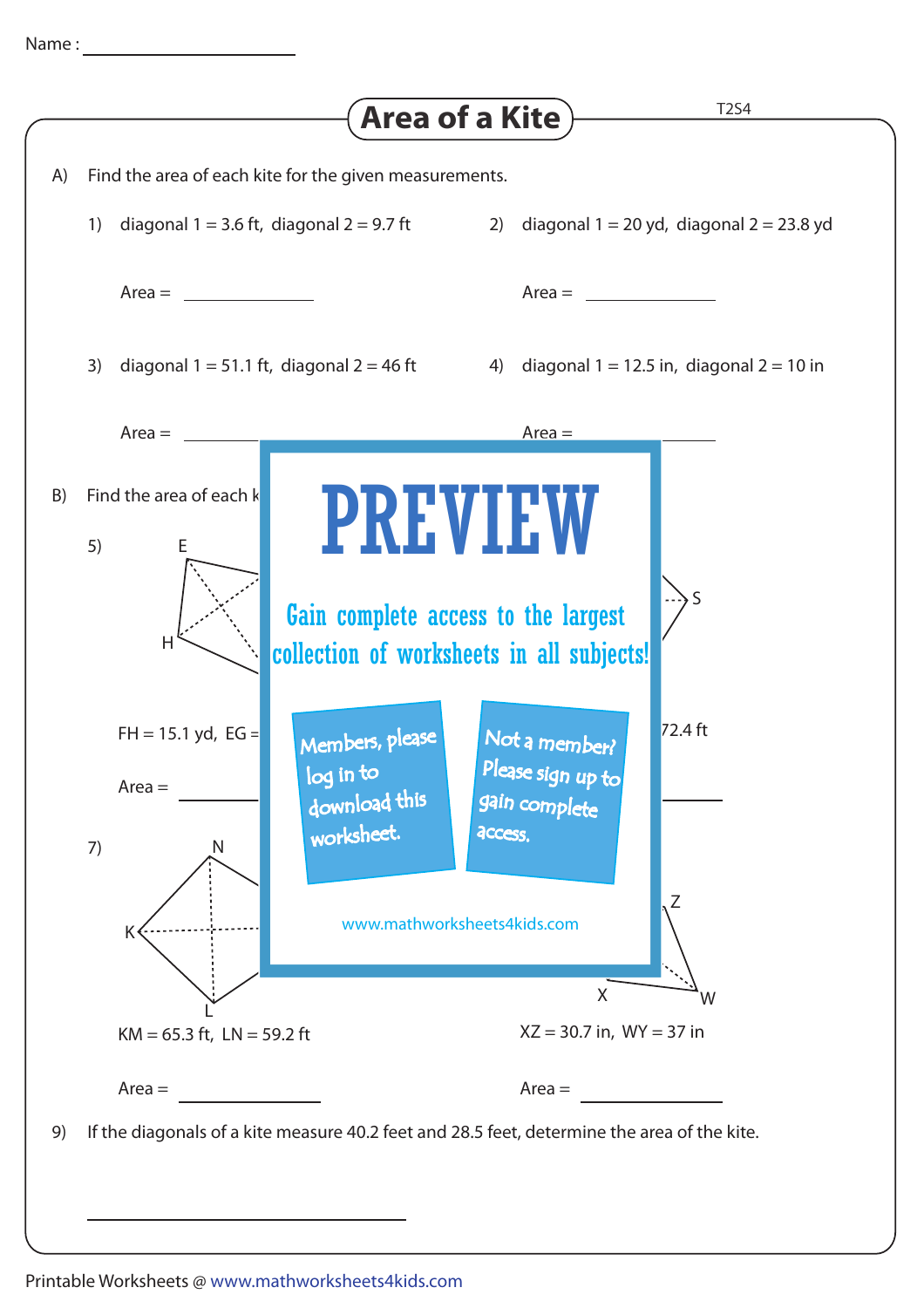Name : ____________________

# Area of a Kite

T2S4

A) Find the area of each kite for the given measurements.

1) diagonal 1 = 3.6 ft, diagonal 2 = 9.7 ft

Area = ____________

2) diagonal 1 = 20 yd, diagonal 2 = 23.8 yd

Area = ____________

3) diagonal 1 = 51.1 ft, diagonal 2 = 46 ft

Area = ____________

4) diagonal 1 = 12.5 in, diagonal 2 = 10 in

Area = ____________

B) Find the area of each k

5) E H

FH = 15.1 yd, EG =

Area = ____________

S

72.4 ft

7) N K L

KM = 65.3 ft, LN = 59.2 ft

Area = ____________

Z X W

XZ = 30.7 in, WY = 37 in

Area = ____________

PREVIEW

Gain complete access to the largest collection of worksheets in all subjects!

Members, please log in to download this worksheet.

Not a member? Please sign up to gain complete access.

www.mathworksheets4kids.com

9) If the diagonals of a kite measure 40.2 feet and 28.5 feet, determine the area of the kite.

____________________

Printable Worksheets @ www.mathworksheets4kids.com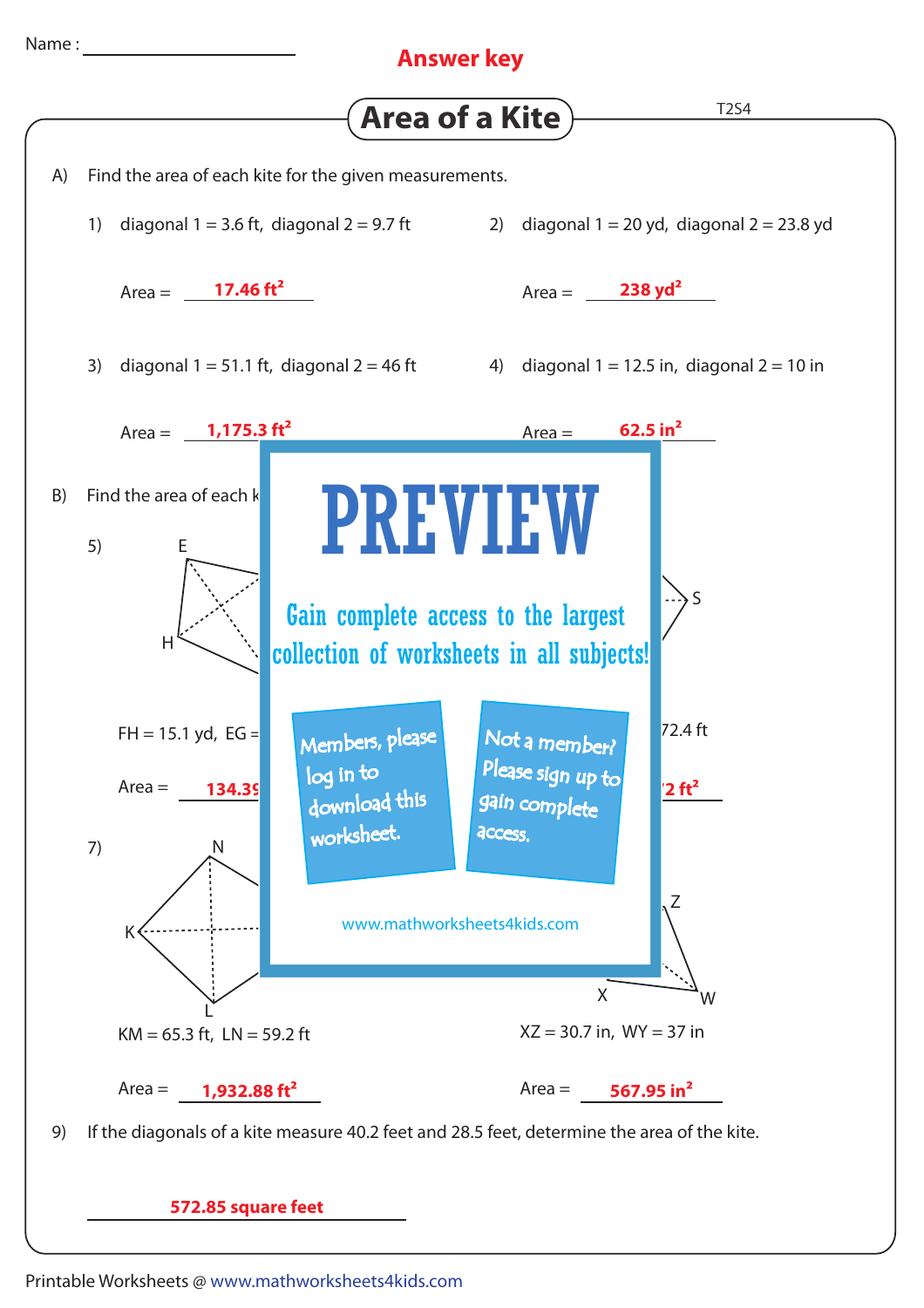Name : ____________________

**Answer key**

# Area of a Kite

T2S4

A) Find the area of each kite for the given measurements.

1) diagonal 1 = 3.6 ft, diagonal 2 = 9.7 ft

Area = **17.46 ft²**

2) diagonal 1 = 20 yd, diagonal 2 = 23.8 yd

Area = **238 yd²**

3) diagonal 1 = 51.1 ft, diagonal 2 = 46 ft

Area = **1,175.3 ft²**

4) diagonal 1 = 12.5 in, diagonal 2 = 10 in

Area = **62.5 in²**

B) Find the area of each k

5) E, H

FH = 15.1 yd, EG =

Area = **134.39**

S

72.4 ft

**2 ft²**

7) N, K, L

KM = 65.3 ft, LN = 59.2 ft

Area = **1,932.88 ft²**

Z, X, W

XZ = 30.7 in, WY = 37 in

Area = **567.95 in²**

9) If the diagonals of a kite measure 40.2 feet and 28.5 feet, determine the area of the kite.

**572.85 square feet**

PREVIEW

Gain complete access to the largest collection of worksheets in all subjects!

Members, please log in to download this worksheet.

Not a member? Please sign up to gain complete access.

www.mathworksheets4kids.com

Printable Worksheets @ www.mathworksheets4kids.com